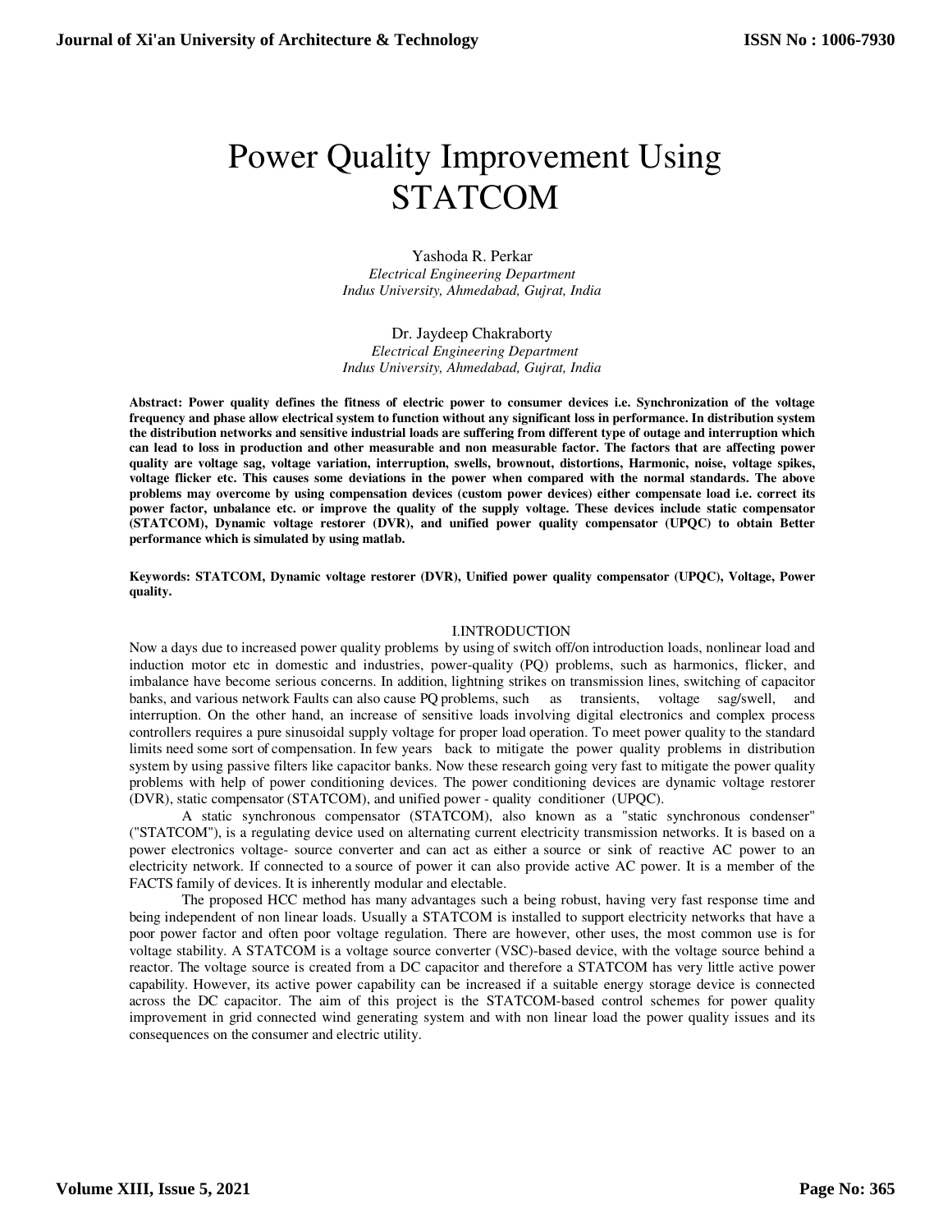# Power Quality Improvement Using STATCOM

Yashoda R. Perkar
*Electrical Engineering Department*
*Indus University, Ahmedabad, Gujrat, India*

Dr. Jaydeep Chakraborty
*Electrical Engineering Department*
*Indus University, Ahmedabad, Gujrat, India*

**Abstract: Power quality defines the fitness of electric power to consumer devices i.e. Synchronization of the voltage frequency and phase allow electrical system to function without any significant loss in performance. In distribution system the distribution networks and sensitive industrial loads are suffering from different type of outage and interruption which can lead to loss in production and other measurable and non measurable factor. The factors that are affecting power quality are voltage sag, voltage variation, interruption, swells, brownout, distortions, Harmonic, noise, voltage spikes, voltage flicker etc. This causes some deviations in the power when compared with the normal standards. The above problems may overcome by using compensation devices (custom power devices) either compensate load i.e. correct its power factor, unbalance etc. or improve the quality of the supply voltage. These devices include static compensator (STATCOM), Dynamic voltage restorer (DVR), and unified power quality compensator (UPQC) to obtain Better performance which is simulated by using matlab.**

**Keywords: STATCOM, Dynamic voltage restorer (DVR), Unified power quality compensator (UPQC), Voltage, Power quality.**

## I.INTRODUCTION

Now a days due to increased power quality problems by using of switch off/on introduction loads, nonlinear load and induction motor etc in domestic and industries, power-quality (PQ) problems, such as harmonics, flicker, and imbalance have become serious concerns. In addition, lightning strikes on transmission lines, switching of capacitor banks, and various network Faults can also cause PQ problems, such as transients, voltage sag/swell, and interruption. On the other hand, an increase of sensitive loads involving digital electronics and complex process controllers requires a pure sinusoidal supply voltage for proper load operation. To meet power quality to the standard limits need some sort of compensation. In few years back to mitigate the power quality problems in distribution system by using passive filters like capacitor banks. Now these research going very fast to mitigate the power quality problems with help of power conditioning devices. The power conditioning devices are dynamic voltage restorer (DVR), static compensator (STATCOM), and unified power - quality conditioner (UPQC).

A static synchronous compensator (STATCOM), also known as a "static synchronous condenser" ("STATCOM"), is a regulating device used on alternating current electricity transmission networks. It is based on a power electronics voltage- source converter and can act as either a source or sink of reactive AC power to an electricity network. If connected to a source of power it can also provide active AC power. It is a member of the FACTS family of devices. It is inherently modular and electable.

The proposed HCC method has many advantages such a being robust, having very fast response time and being independent of non linear loads. Usually a STATCOM is installed to support electricity networks that have a poor power factor and often poor voltage regulation. There are however, other uses, the most common use is for voltage stability. A STATCOM is a voltage source converter (VSC)-based device, with the voltage source behind a reactor. The voltage source is created from a DC capacitor and therefore a STATCOM has very little active power capability. However, its active power capability can be increased if a suitable energy storage device is connected across the DC capacitor. The aim of this project is the STATCOM-based control schemes for power quality improvement in grid connected wind generating system and with non linear load the power quality issues and its consequences on the consumer and electric utility.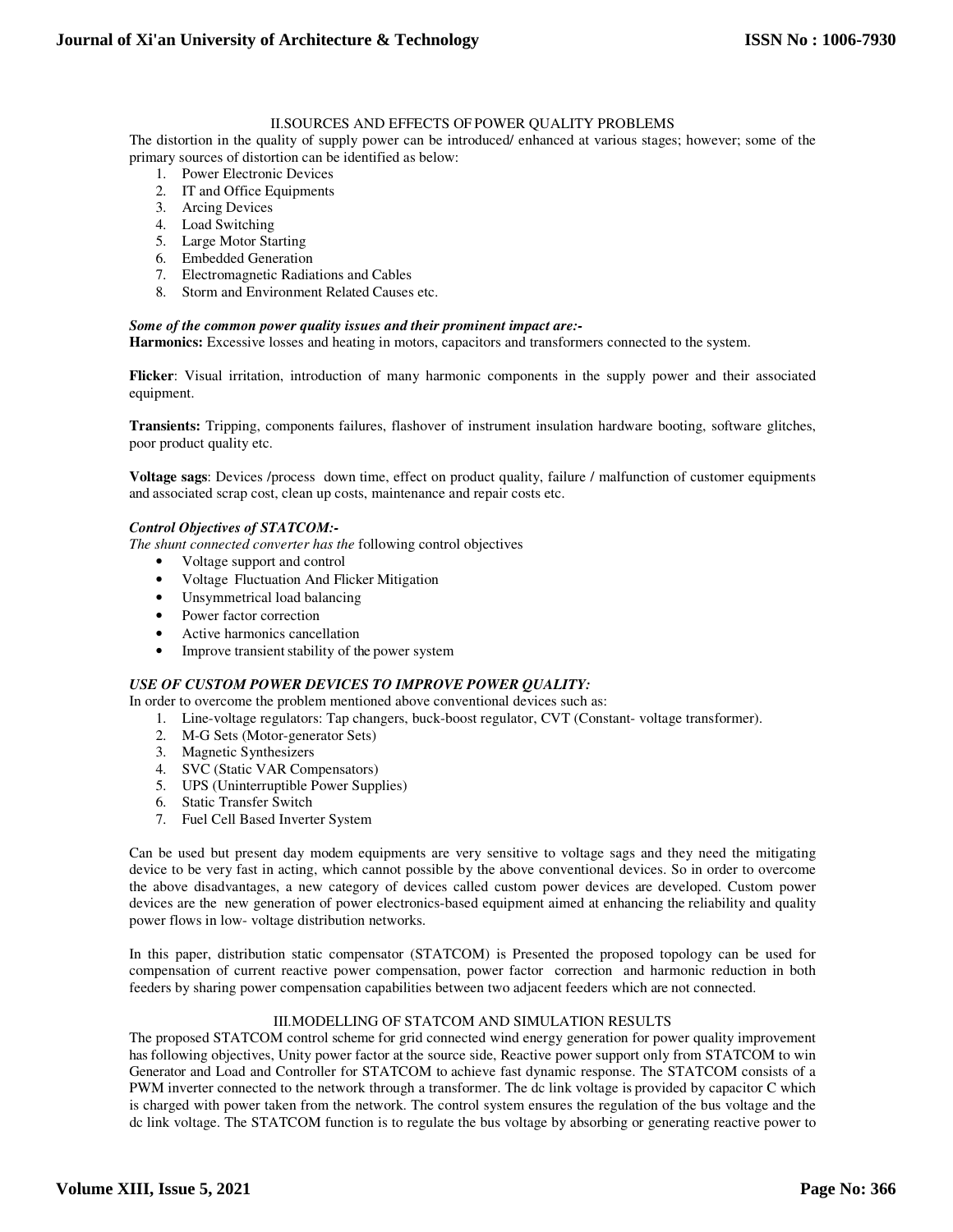## II.SOURCES AND EFFECTS OF POWER QUALITY PROBLEMS

The distortion in the quality of supply power can be introduced/ enhanced at various stages; however; some of the primary sources of distortion can be identified as below:

1. Power Electronic Devices
2. IT and Office Equipments
3. Arcing Devices
4. Load Switching
5. Large Motor Starting
6. Embedded Generation
7. Electromagnetic Radiations and Cables
8. Storm and Environment Related Causes etc.

***Some of the common power quality issues and their prominent impact are:-***

**Harmonics:** Excessive losses and heating in motors, capacitors and transformers connected to the system.

**Flicker**: Visual irritation, introduction of many harmonic components in the supply power and their associated equipment.

**Transients:** Tripping, components failures, flashover of instrument insulation hardware booting, software glitches, poor product quality etc.

**Voltage sags**: Devices /process down time, effect on product quality, failure / malfunction of customer equipments and associated scrap cost, clean up costs, maintenance and repair costs etc.

***Control Objectives of STATCOM:-***

*The shunt connected converter has the* following control objectives

- Voltage support and control
- Voltage Fluctuation And Flicker Mitigation
- Unsymmetrical load balancing
- Power factor correction
- Active harmonics cancellation
- Improve transient stability of the power system

***USE OF CUSTOM POWER DEVICES TO IMPROVE POWER QUALITY:***

In order to overcome the problem mentioned above conventional devices such as:

1. Line-voltage regulators: Tap changers, buck-boost regulator, CVT (Constant- voltage transformer).
2. M-G Sets (Motor-generator Sets)
3. Magnetic Synthesizers
4. SVC (Static VAR Compensators)
5. UPS (Uninterruptible Power Supplies)
6. Static Transfer Switch
7. Fuel Cell Based Inverter System

Can be used but present day modem equipments are very sensitive to voltage sags and they need the mitigating device to be very fast in acting, which cannot possible by the above conventional devices. So in order to overcome the above disadvantages, a new category of devices called custom power devices are developed. Custom power devices are the new generation of power electronics-based equipment aimed at enhancing the reliability and quality power flows in low- voltage distribution networks.

In this paper, distribution static compensator (STATCOM) is Presented the proposed topology can be used for compensation of current reactive power compensation, power factor correction and harmonic reduction in both feeders by sharing power compensation capabilities between two adjacent feeders which are not connected.

## III.MODELLING OF STATCOM AND SIMULATION RESULTS

The proposed STATCOM control scheme for grid connected wind energy generation for power quality improvement has following objectives, Unity power factor at the source side, Reactive power support only from STATCOM to win Generator and Load and Controller for STATCOM to achieve fast dynamic response. The STATCOM consists of a PWM inverter connected to the network through a transformer. The dc link voltage is provided by capacitor C which is charged with power taken from the network. The control system ensures the regulation of the bus voltage and the dc link voltage. The STATCOM function is to regulate the bus voltage by absorbing or generating reactive power to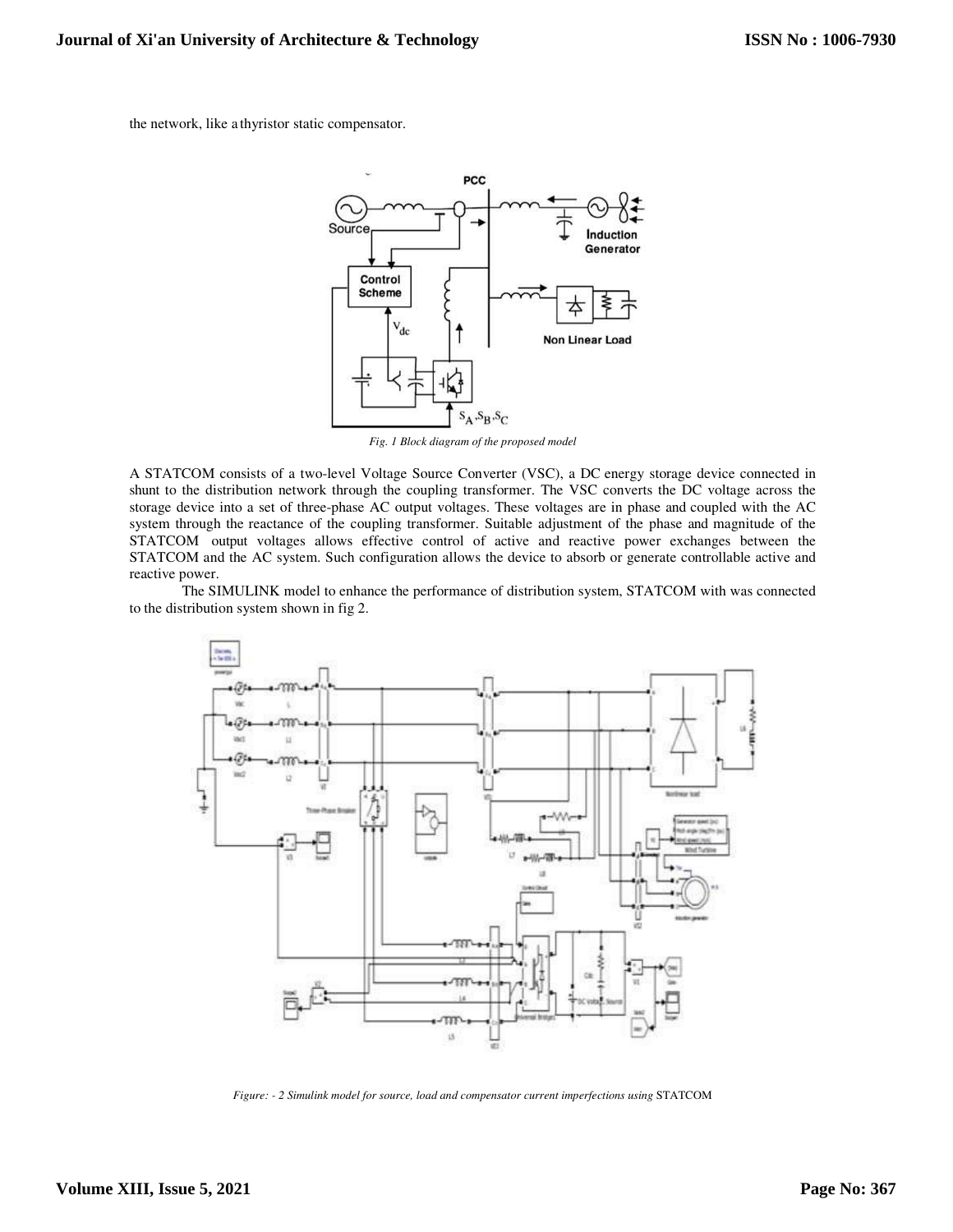the network, like a thyristor static compensator.

*Fig. 1 Block diagram of the proposed model*

A STATCOM consists of a two-level Voltage Source Converter (VSC), a DC energy storage device connected in shunt to the distribution network through the coupling transformer. The VSC converts the DC voltage across the storage device into a set of three-phase AC output voltages. These voltages are in phase and coupled with the AC system through the reactance of the coupling transformer. Suitable adjustment of the phase and magnitude of the STATCOM output voltages allows effective control of active and reactive power exchanges between the STATCOM and the AC system. Such configuration allows the device to absorb or generate controllable active and reactive power.

The SIMULINK model to enhance the performance of distribution system, STATCOM with was connected to the distribution system shown in fig 2.

*Figure: - 2 Simulink model for source, load and compensator current imperfections using* STATCOM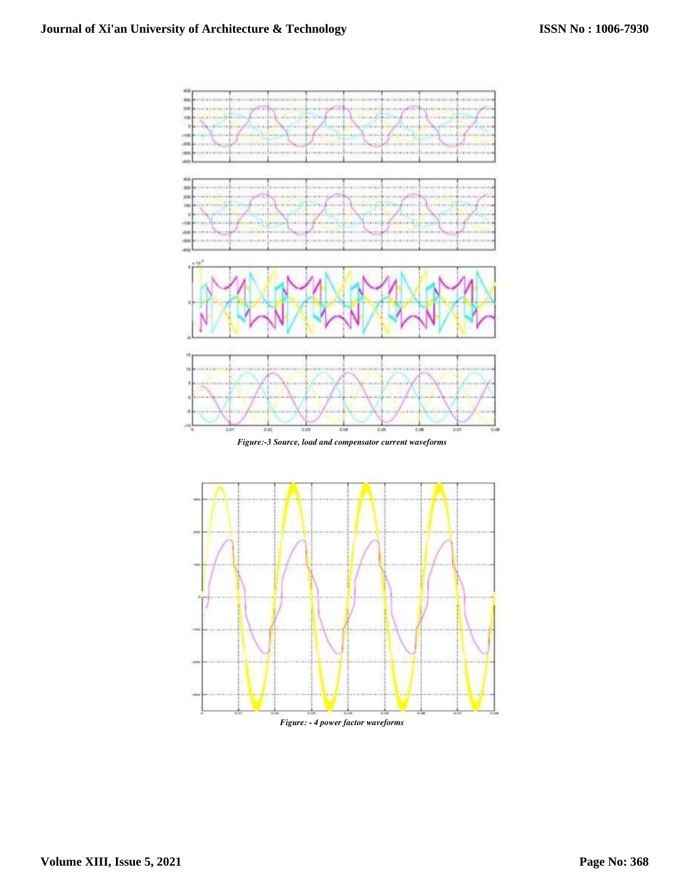*Figure:-3 Source, load and compensator current waveforms*

*Figure: - 4 power factor waveforms*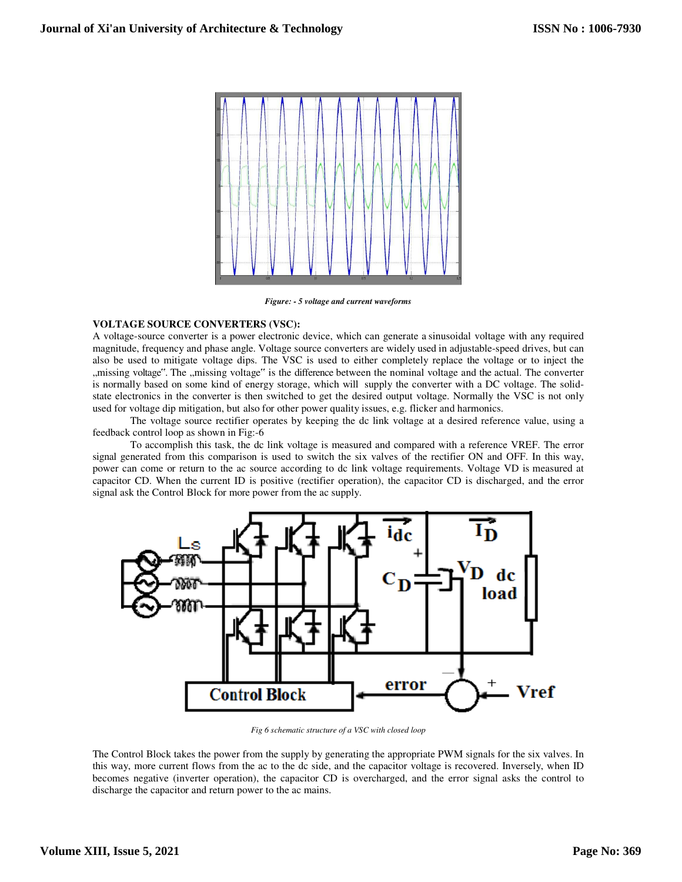*Figure: - 5 voltage and current waveforms*

**VOLTAGE SOURCE CONVERTERS (VSC):**

A voltage-source converter is a power electronic device, which can generate a sinusoidal voltage with any required magnitude, frequency and phase angle. Voltage source converters are widely used in adjustable-speed drives, but can also be used to mitigate voltage dips. The VSC is used to either completely replace the voltage or to inject the „missing voltage‟. The „missing voltage‟ is the difference between the nominal voltage and the actual. The converter is normally based on some kind of energy storage, which will supply the converter with a DC voltage. The solid-state electronics in the converter is then switched to get the desired output voltage. Normally the VSC is not only used for voltage dip mitigation, but also for other power quality issues, e.g. flicker and harmonics.

The voltage source rectifier operates by keeping the dc link voltage at a desired reference value, using a feedback control loop as shown in Fig:-6

To accomplish this task, the dc link voltage is measured and compared with a reference VREF. The error signal generated from this comparison is used to switch the six valves of the rectifier ON and OFF. In this way, power can come or return to the ac source according to dc link voltage requirements. Voltage VD is measured at capacitor CD. When the current ID is positive (rectifier operation), the capacitor CD is discharged, and the error signal ask the Control Block for more power from the ac supply.

*Fig 6 schematic structure of a VSC with closed loop*

The Control Block takes the power from the supply by generating the appropriate PWM signals for the six valves. In this way, more current flows from the ac to the dc side, and the capacitor voltage is recovered. Inversely, when ID becomes negative (inverter operation), the capacitor CD is overcharged, and the error signal asks the control to discharge the capacitor and return power to the ac mains.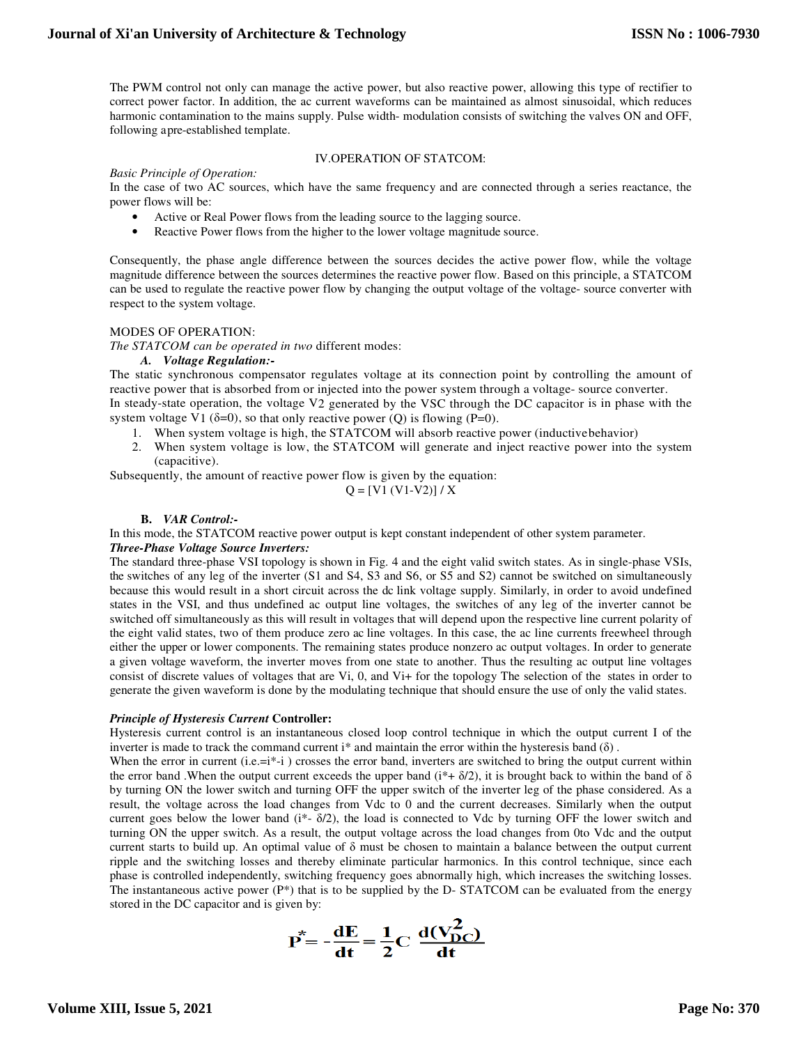The PWM control not only can manage the active power, but also reactive power, allowing this type of rectifier to correct power factor. In addition, the ac current waveforms can be maintained as almost sinusoidal, which reduces harmonic contamination to the mains supply. Pulse width- modulation consists of switching the valves ON and OFF, following apre-established template.

## IV.OPERATION OF STATCOM:

*Basic Principle of Operation:*

In the case of two AC sources, which have the same frequency and are connected through a series reactance, the power flows will be:

- Active or Real Power flows from the leading source to the lagging source.
- Reactive Power flows from the higher to the lower voltage magnitude source.

Consequently, the phase angle difference between the sources decides the active power flow, while the voltage magnitude difference between the sources determines the reactive power flow. Based on this principle, a STATCOM can be used to regulate the reactive power flow by changing the output voltage of the voltage- source converter with respect to the system voltage.

MODES OF OPERATION:

*The STATCOM can be operated in two* different modes:

***A. Voltage Regulation:-***

The static synchronous compensator regulates voltage at its connection point by controlling the amount of reactive power that is absorbed from or injected into the power system through a voltage- source converter.

In steady-state operation, the voltage V2 generated by the VSC through the DC capacitor is in phase with the system voltage V1 ($\delta$=0), so that only reactive power (Q) is flowing (P=0).

1. When system voltage is high, the STATCOM will absorb reactive power (inductivebehavior)
2. When system voltage is low, the STATCOM will generate and inject reactive power into the system (capacitive).

Subsequently, the amount of reactive power flow is given by the equation:

$$Q = [V1 (V1-V2)] / X$$

**B.** ***VAR Control:-***

In this mode, the STATCOM reactive power output is kept constant independent of other system parameter.

***Three-Phase Voltage Source Inverters:***

The standard three-phase VSI topology is shown in Fig. 4 and the eight valid switch states. As in single-phase VSIs, the switches of any leg of the inverter (S1 and S4, S3 and S6, or S5 and S2) cannot be switched on simultaneously because this would result in a short circuit across the dc link voltage supply. Similarly, in order to avoid undefined states in the VSI, and thus undefined ac output line voltages, the switches of any leg of the inverter cannot be switched off simultaneously as this will result in voltages that will depend upon the respective line current polarity of the eight valid states, two of them produce zero ac line voltages. In this case, the ac line currents freewheel through either the upper or lower components. The remaining states produce nonzero ac output voltages. In order to generate a given voltage waveform, the inverter moves from one state to another. Thus the resulting ac output line voltages consist of discrete values of voltages that are Vi, 0, and Vi+ for the topology The selection of the states in order to generate the given waveform is done by the modulating technique that should ensure the use of only the valid states.

***Principle of Hysteresis Current* Controller:**

Hysteresis current control is an instantaneous closed loop control technique in which the output current I of the inverter is made to track the command current i* and maintain the error within the hysteresis band ($\delta$) .

When the error in current (i.e.=i*-i ) crosses the error band, inverters are switched to bring the output current within the error band .When the output current exceeds the upper band (i*+ $\delta$/2), it is brought back to within the band of $\delta$ by turning ON the lower switch and turning OFF the upper switch of the inverter leg of the phase considered. As a result, the voltage across the load changes from Vdc to 0 and the current decreases. Similarly when the output current goes below the lower band (i*- $\delta$/2), the load is connected to Vdc by turning OFF the lower switch and turning ON the upper switch. As a result, the output voltage across the load changes from 0to Vdc and the output current starts to build up. An optimal value of $\delta$ must be chosen to maintain a balance between the output current ripple and the switching losses and thereby eliminate particular harmonics. In this control technique, since each phase is controlled independently, switching frequency goes abnormally high, which increases the switching losses. The instantaneous active power (P*) that is to be supplied by the D- STATCOM can be evaluated from the energy stored in the DC capacitor and is given by:

$$P^* = -\frac{dE}{dt} = \frac{1}{2}C\,\frac{d(V_{DC}^2)}{dt}$$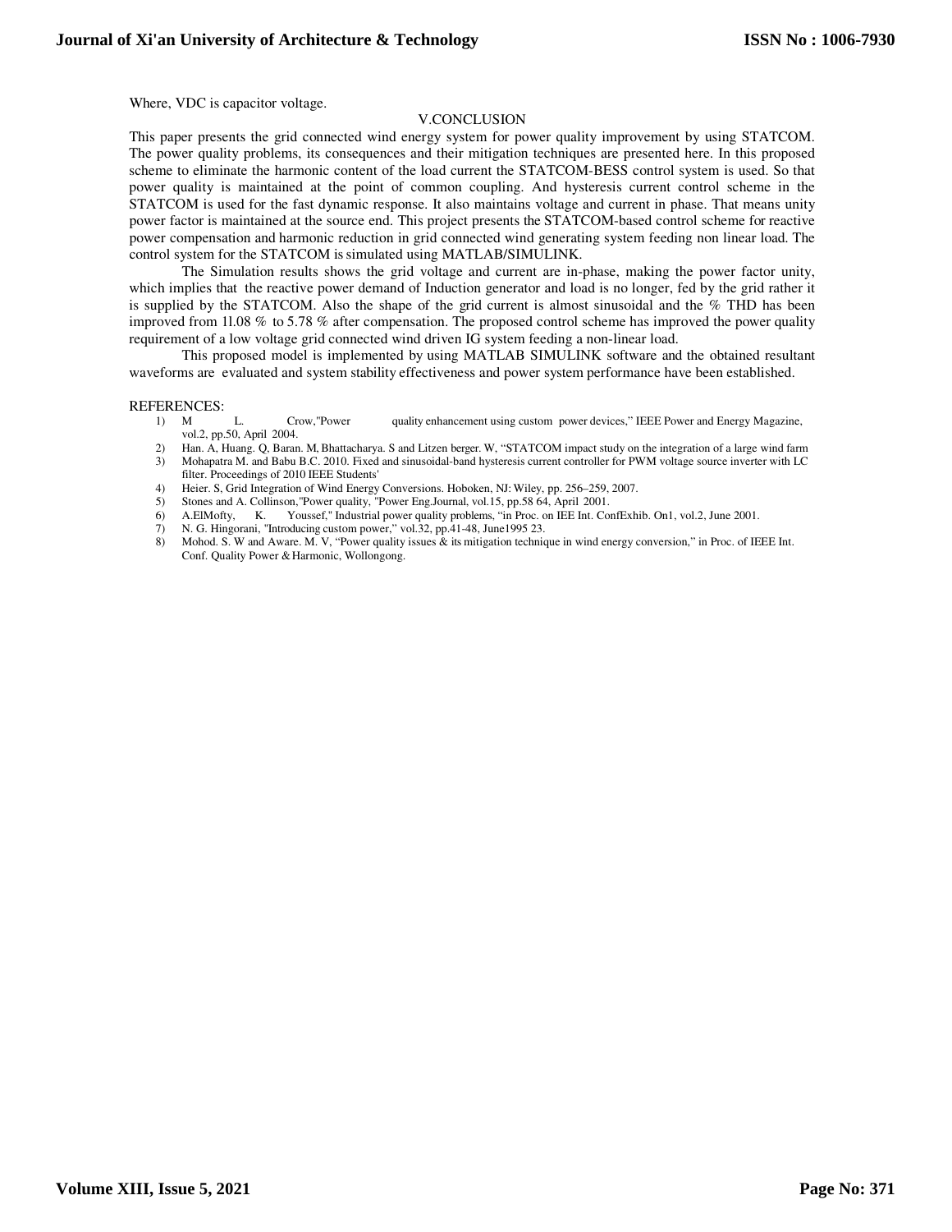Where, VDC is capacitor voltage.

## V.CONCLUSION

This paper presents the grid connected wind energy system for power quality improvement by using STATCOM. The power quality problems, its consequences and their mitigation techniques are presented here. In this proposed scheme to eliminate the harmonic content of the load current the STATCOM-BESS control system is used. So that power quality is maintained at the point of common coupling. And hysteresis current control scheme in the STATCOM is used for the fast dynamic response. It also maintains voltage and current in phase. That means unity power factor is maintained at the source end. This project presents the STATCOM-based control scheme for reactive power compensation and harmonic reduction in grid connected wind generating system feeding non linear load. The control system for the STATCOM is simulated using MATLAB/SIMULINK.

The Simulation results shows the grid voltage and current are in-phase, making the power factor unity, which implies that the reactive power demand of Induction generator and load is no longer, fed by the grid rather it is supplied by the STATCOM. Also the shape of the grid current is almost sinusoidal and the % THD has been improved from 11.08 % to 5.78 % after compensation. The proposed control scheme has improved the power quality requirement of a low voltage grid connected wind driven IG system feeding a non-linear load.

This proposed model is implemented by using MATLAB SIMULINK software and the obtained resultant waveforms are evaluated and system stability effectiveness and power system performance have been established.

REFERENCES:

1) M L. Crow,"Power quality enhancement using custom power devices," IEEE Power and Energy Magazine, vol.2, pp.50, April 2004.
2) Han. A, Huang. Q, Baran. M, Bhattacharya. S and Litzen berger. W, "STATCOM impact study on the integration of a large wind farm
3) Mohapatra M. and Babu B.C. 2010. Fixed and sinusoidal-band hysteresis current controller for PWM voltage source inverter with LC filter. Proceedings of 2010 IEEE Students'
4) Heier. S, Grid Integration of Wind Energy Conversions. Hoboken, NJ: Wiley, pp. 256–259, 2007.
5) Stones and A. Collinson,"Power quality, "Power Eng.Journal, vol.15, pp.58 64, April 2001.
6) A.ElMofty, K. Youssef," Industrial power quality problems, "in Proc. on IEE Int. ConfExhib. On1, vol.2, June 2001.
7) N. G. Hingorani, "Introducing custom power," vol.32, pp.41-48, June1995 23.
8) Mohod. S. W and Aware. M. V, "Power quality issues & its mitigation technique in wind energy conversion," in Proc. of IEEE Int. Conf. Quality Power & Harmonic, Wollongong.